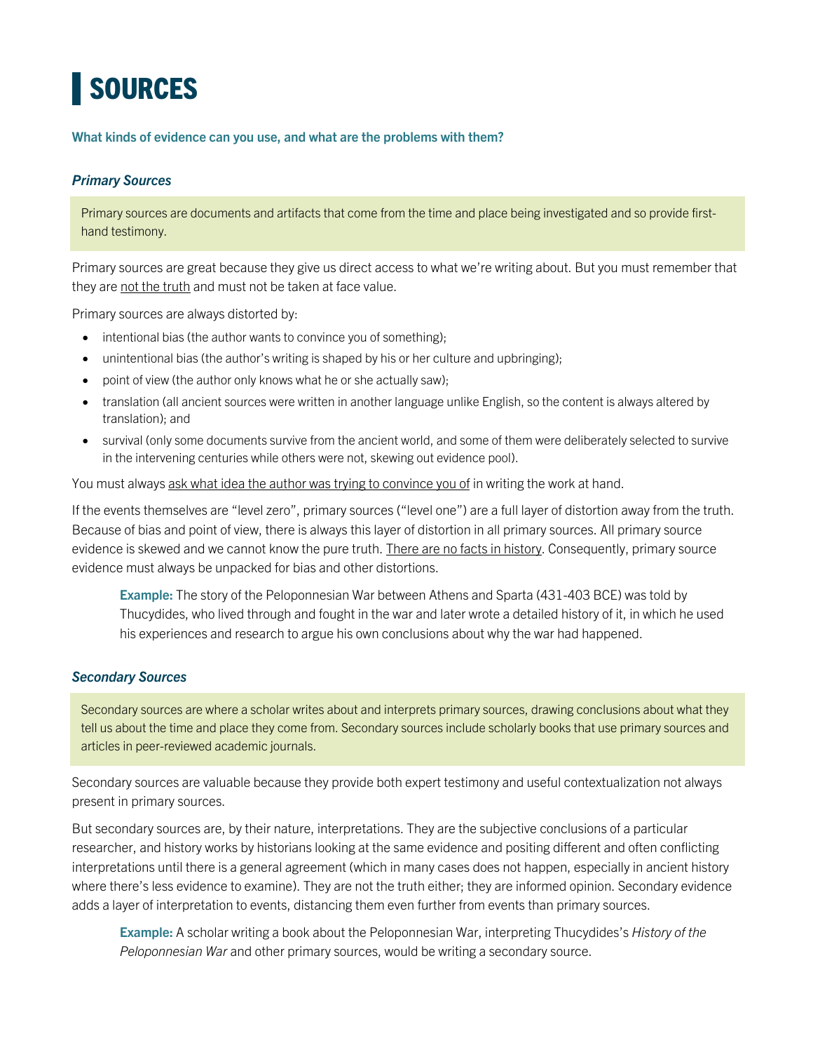# SOURCES

**What kinds of evidence can you use, and what are the problems with them?**

### *Primary Sources*

> Primary sources are documents and artifacts that come from the time and place being investigated and so provide first-hand testimony.

Primary sources are great because they give us direct access to what we're writing about. But you must remember that they are <u>not the truth</u> and must not be taken at face value.

Primary sources are always distorted by:

- intentional bias (the author wants to convince you of something);
- unintentional bias (the author's writing is shaped by his or her culture and upbringing);
- point of view (the author only knows what he or she actually saw);
- translation (all ancient sources were written in another language unlike English, so the content is always altered by translation); and
- survival (only some documents survive from the ancient world, and some of them were deliberately selected to survive in the intervening centuries while others were not, skewing out evidence pool).

You must always <u>ask what idea the author was trying to convince you of</u> in writing the work at hand.

If the events themselves are "level zero", primary sources ("level one") are a full layer of distortion away from the truth. Because of bias and point of view, there is always this layer of distortion in all primary sources. All primary source evidence is skewed and we cannot know the pure truth. <u>There are no facts in history</u>. Consequently, primary source evidence must always be unpacked for bias and other distortions.

> **Example:** The story of the Peloponnesian War between Athens and Sparta (431-403 BCE) was told by Thucydides, who lived through and fought in the war and later wrote a detailed history of it, in which he used his experiences and research to argue his own conclusions about why the war had happened.

### *Secondary Sources*

> Secondary sources are where a scholar writes about and interprets primary sources, drawing conclusions about what they tell us about the time and place they come from. Secondary sources include scholarly books that use primary sources and articles in peer-reviewed academic journals.

Secondary sources are valuable because they provide both expert testimony and useful contextualization not always present in primary sources.

But secondary sources are, by their nature, interpretations. They are the subjective conclusions of a particular researcher, and history works by historians looking at the same evidence and positing different and often conflicting interpretations until there is a general agreement (which in many cases does not happen, especially in ancient history where there's less evidence to examine). They are not the truth either; they are informed opinion. Secondary evidence adds a layer of interpretation to events, distancing them even further from events than primary sources.

> **Example:** A scholar writing a book about the Peloponnesian War, interpreting Thucydides's *History of the Peloponnesian War* and other primary sources, would be writing a secondary source.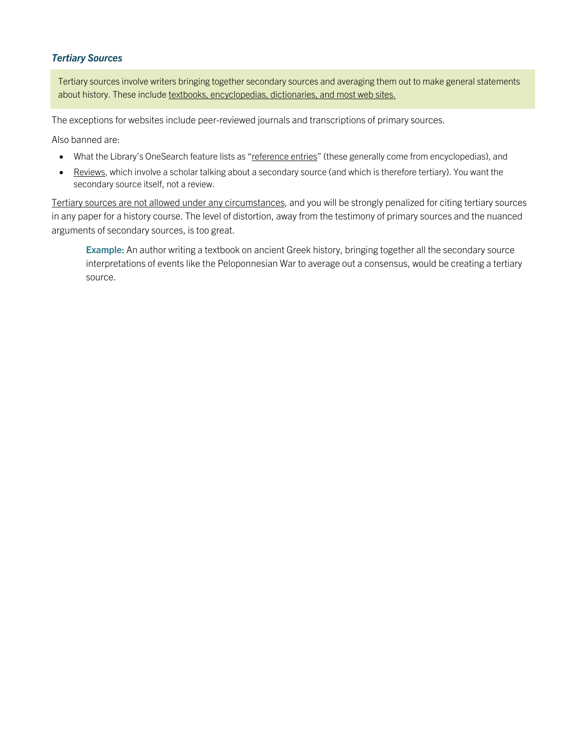### *Tertiary Sources*

Tertiary sources involve writers bringing together secondary sources and averaging them out to make general statements about history. These include textbooks, encyclopedias, dictionaries, and most web sites.

The exceptions for websites include peer-reviewed journals and transcriptions of primary sources.

Also banned are:

- What the Library's OneSearch feature lists as "reference entries" (these generally come from encyclopedias), and
- Reviews, which involve a scholar talking about a secondary source (and which is therefore tertiary). You want the secondary source itself, not a review.

Tertiary sources are not allowed under any circumstances, and you will be strongly penalized for citing tertiary sources in any paper for a history course. The level of distortion, away from the testimony of primary sources and the nuanced arguments of secondary sources, is too great.

> **Example:** An author writing a textbook on ancient Greek history, bringing together all the secondary source interpretations of events like the Peloponnesian War to average out a consensus, would be creating a tertiary source.